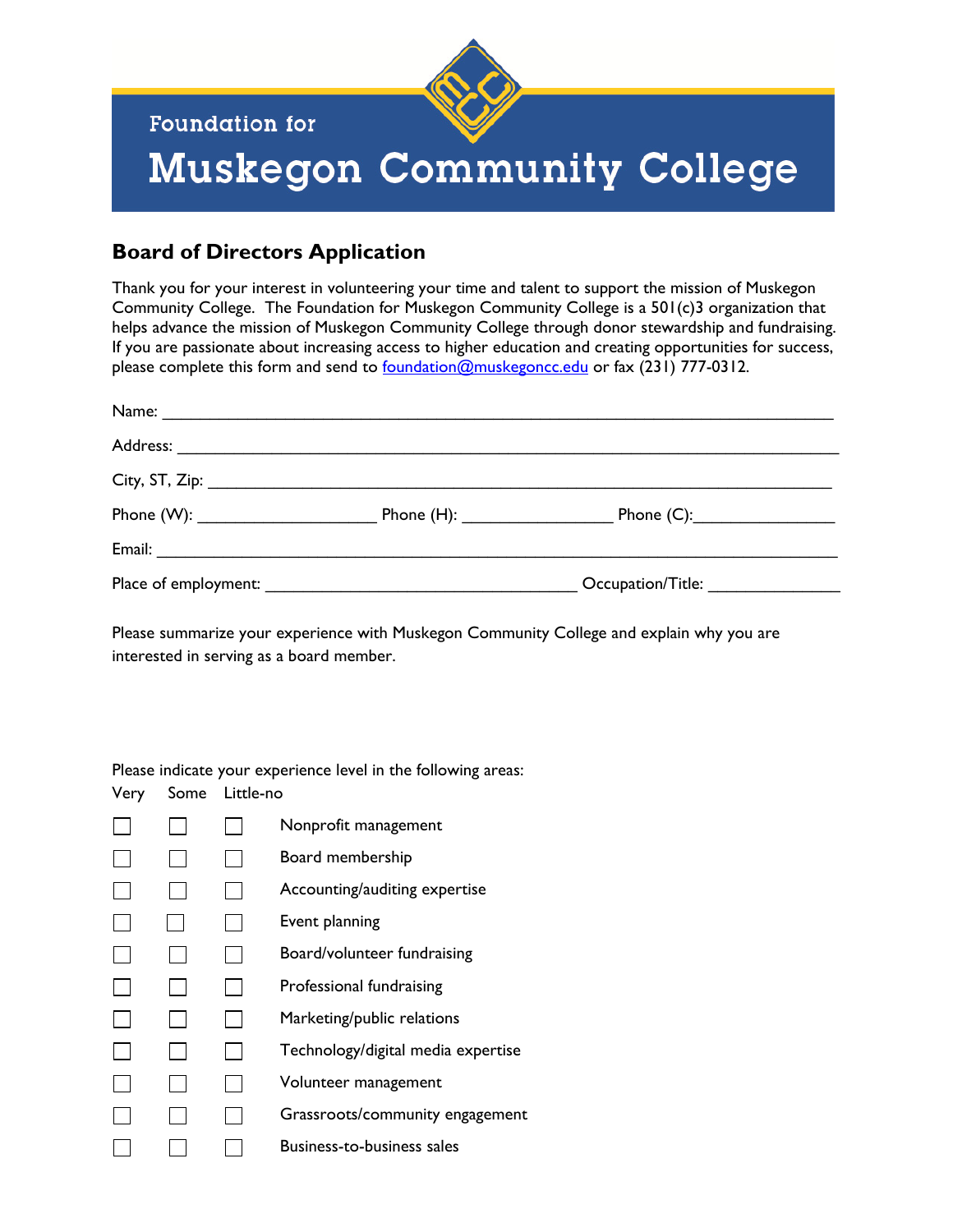Foundation for

# Muskegon Community College

## Board of Directors Application

Thank you for your interest in volunteering your time and talent to support the mission of Muskegon Community College. The Foundation for Muskegon Community College is a 501(c)3 organization that helps advance the mission of Muskegon Community College through donor stewardship and fundraising. If you are passionate about increasing access to higher education and creating opportunities for success, please complete this form and send to foundation@muskegoncc.edu or fax (231) 777-0312.

Name: ______________________________________________________________________

Address: ____________________________________________________________________

City, ST, Zip: ________________________________________________________________

Phone (W): ___________________ Phone (H): ________________ Phone (C):_______________

Email: ______________________________________________________________________

Place of employment: __________________________________ Occupation/Title: ______________

Please summarize your experience with Muskegon Community College and explain why you are interested in serving as a board member.

Please indicate your experience level in the following areas:

| Very | Some | Little-no | |
|---|---|---|---|
| ☐ | ☐ | ☐ | Nonprofit management |
| ☐ | ☐ | ☐ | Board membership |
| ☐ | ☐ | ☐ | Accounting/auditing expertise |
| ☐ | ☐ | ☐ | Event planning |
| ☐ | ☐ | ☐ | Board/volunteer fundraising |
| ☐ | ☐ | ☐ | Professional fundraising |
| ☐ | ☐ | ☐ | Marketing/public relations |
| ☐ | ☐ | ☐ | Technology/digital media expertise |
| ☐ | ☐ | ☐ | Volunteer management |
| ☐ | ☐ | ☐ | Grassroots/community engagement |
| ☐ | ☐ | ☐ | Business-to-business sales |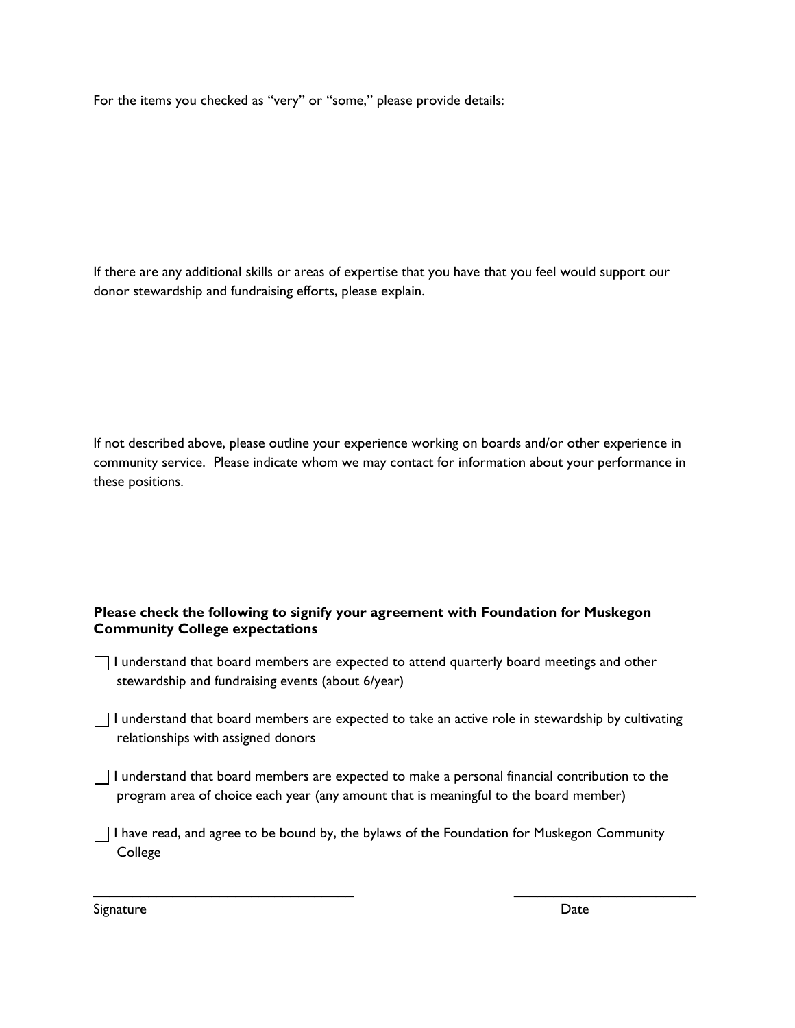For the items you checked as "very" or "some," please provide details:

If there are any additional skills or areas of expertise that you have that you feel would support our donor stewardship and fundraising efforts, please explain.

If not described above, please outline your experience working on boards and/or other experience in community service. Please indicate whom we may contact for information about your performance in these positions.

**Please check the following to signify your agreement with Foundation for Muskegon Community College expectations**

- ☐ I understand that board members are expected to attend quarterly board meetings and other stewardship and fundraising events (about 6/year)
- ☐ I understand that board members are expected to take an active role in stewardship by cultivating relationships with assigned donors
- ☐ I understand that board members are expected to make a personal financial contribution to the program area of choice each year (any amount that is meaningful to the board member)
- ☐ I have read, and agree to be bound by, the bylaws of the Foundation for Muskegon Community College

___________________________________ ________________________

Signature Date